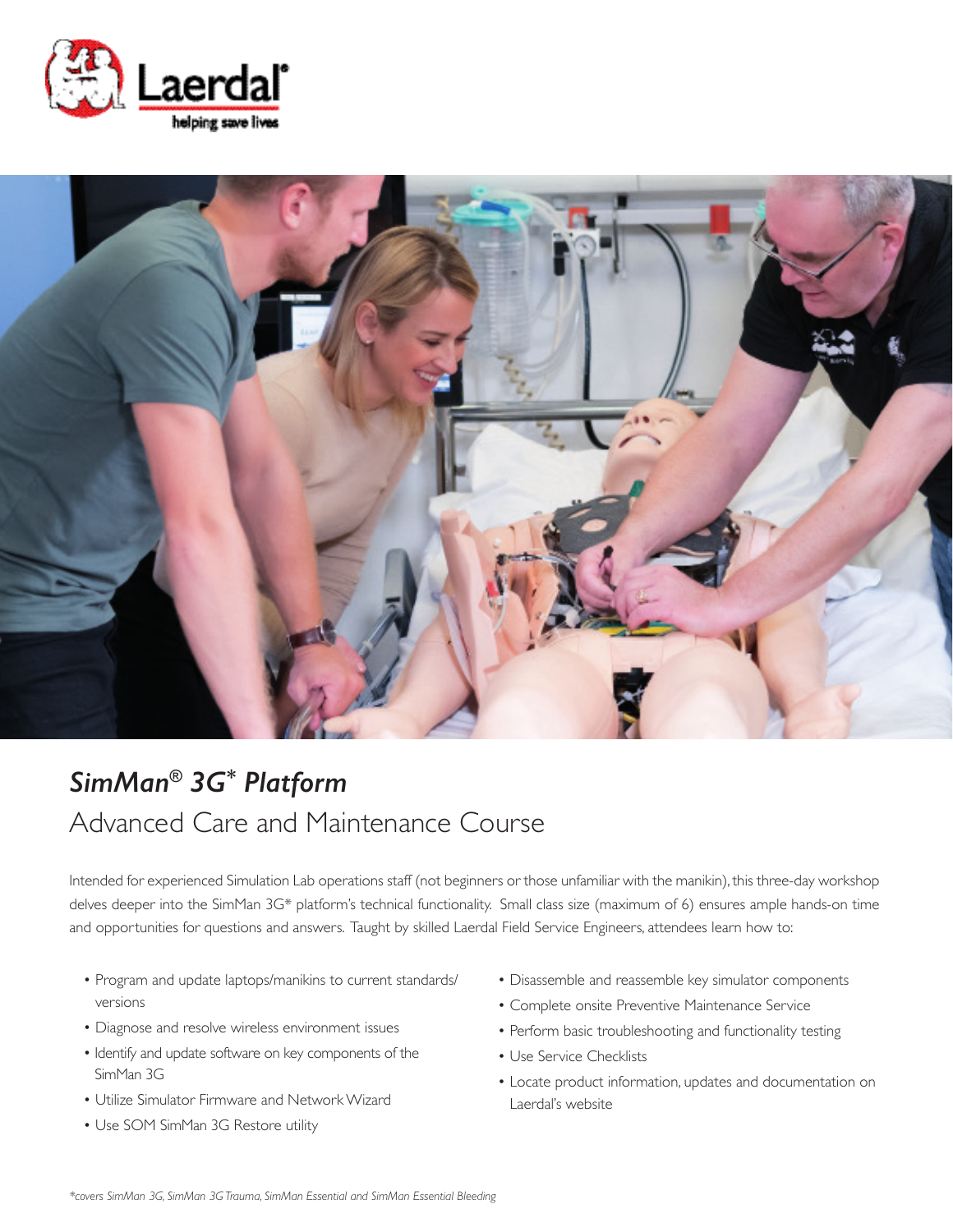# *SimMan® 3G\* Platform*

## Advanced Care and Maintenance Course

Intended for experienced Simulation Lab operations staff (not beginners or those unfamiliar with the manikin), this three-day workshop delves deeper into the SimMan 3G* platform's technical functionality. Small class size (maximum of 6) ensures ample hands-on time and opportunities for questions and answers. Taught by skilled Laerdal Field Service Engineers, attendees learn how to:

- Program and update laptops/manikins to current standards/versions
- Diagnose and resolve wireless environment issues
- Identify and update software on key components of the SimMan 3G
- Utilize Simulator Firmware and Network Wizard
- Use SOM SimMan 3G Restore utility
- Disassemble and reassemble key simulator components
- Complete onsite Preventive Maintenance Service
- Perform basic troubleshooting and functionality testing
- Use Service Checklists
- Locate product information, updates and documentation on Laerdal's website

*\*covers SimMan 3G, SimMan 3G Trauma, SimMan Essential and SimMan Essential Bleeding*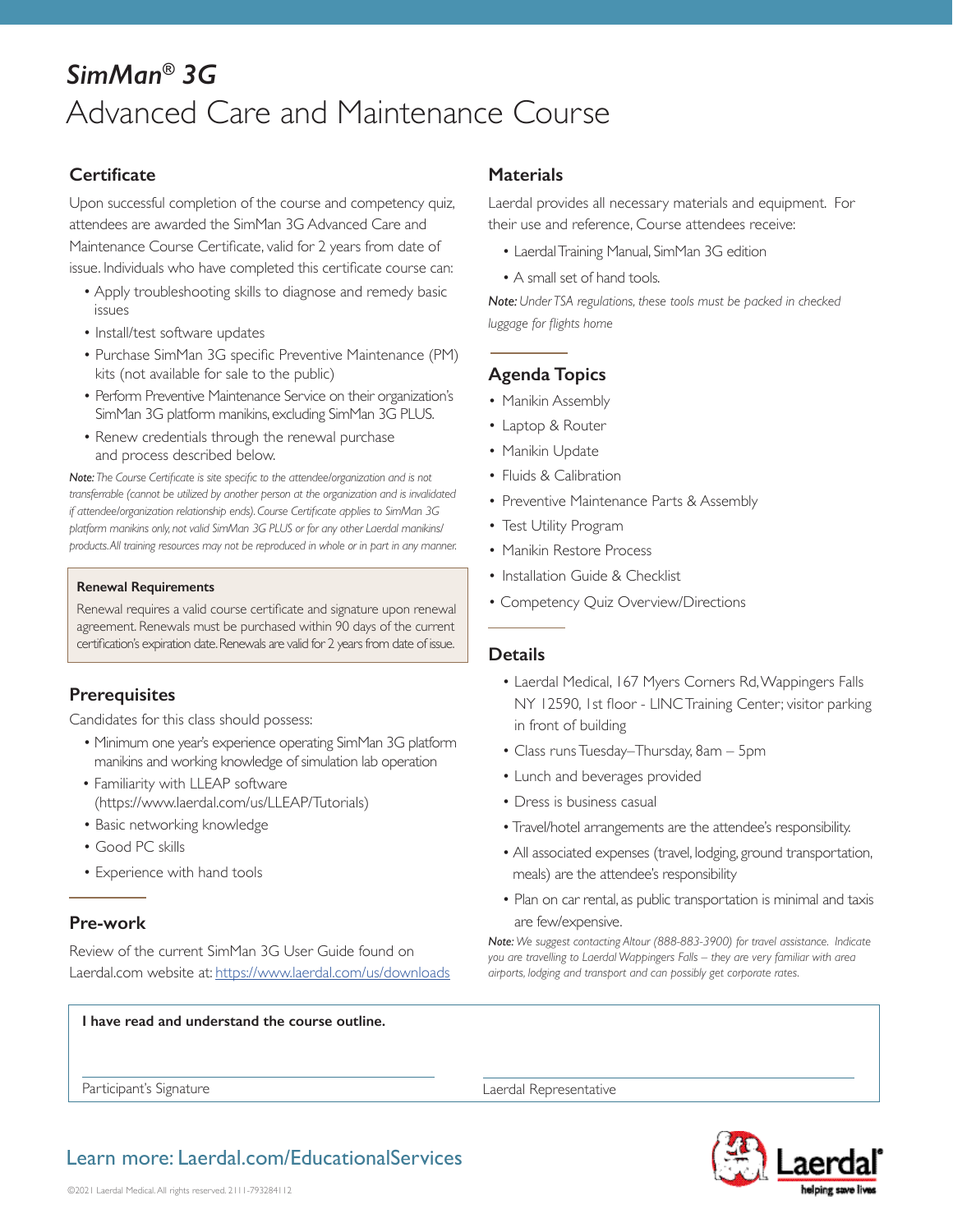# *SimMan® 3G*

# Advanced Care and Maintenance Course

## Certificate

Upon successful completion of the course and competency quiz, attendees are awarded the SimMan 3G Advanced Care and Maintenance Course Certificate, valid for 2 years from date of issue. Individuals who have completed this certificate course can:

- Apply troubleshooting skills to diagnose and remedy basic issues
- Install/test software updates
- Purchase SimMan 3G specific Preventive Maintenance (PM) kits (not available for sale to the public)
- Perform Preventive Maintenance Service on their organization's SimMan 3G platform manikins, excluding SimMan 3G PLUS.
- Renew credentials through the renewal purchase and process described below.

***Note:*** *The Course Certificate is site specific to the attendee/organization and is not transferrable (cannot be utilized by another person at the organization and is invalidated if attendee/organization relationship ends). Course Certificate applies to SimMan 3G platform manikins only, not valid SimMan 3G PLUS or for any other Laerdal manikins/products. All training resources may not be reproduced in whole or in part in any manner.*

**Renewal Requirements**

Renewal requires a valid course certificate and signature upon renewal agreement. Renewals must be purchased within 90 days of the current certification's expiration date. Renewals are valid for 2 years from date of issue.

## Prerequisites

Candidates for this class should possess:

- Minimum one year's experience operating SimMan 3G platform manikins and working knowledge of simulation lab operation
- Familiarity with LLEAP software (https://www.laerdal.com/us/LLEAP/Tutorials)
- Basic networking knowledge
- Good PC skills
- Experience with hand tools

## Pre-work

Review of the current SimMan 3G User Guide found on Laerdal.com website at: https://www.laerdal.com/us/downloads

## Materials

Laerdal provides all necessary materials and equipment. For their use and reference, Course attendees receive:

- Laerdal Training Manual, SimMan 3G edition
- A small set of hand tools.

***Note:*** *Under TSA regulations, these tools must be packed in checked luggage for flights home*

## Agenda Topics

- Manikin Assembly
- Laptop & Router
- Manikin Update
- Fluids & Calibration
- Preventive Maintenance Parts & Assembly
- Test Utility Program
- Manikin Restore Process
- Installation Guide & Checklist
- Competency Quiz Overview/Directions

## Details

- Laerdal Medical, 167 Myers Corners Rd, Wappingers Falls NY 12590, 1st floor - LINC Training Center; visitor parking in front of building
- Class runs Tuesday–Thursday, 8am – 5pm
- Lunch and beverages provided
- Dress is business casual
- Travel/hotel arrangements are the attendee's responsibility.
- All associated expenses (travel, lodging, ground transportation, meals) are the attendee's responsibility
- Plan on car rental, as public transportation is minimal and taxis are few/expensive.

***Note:*** *We suggest contacting Altour (888-883-3900) for travel assistance. Indicate you are travelling to Laerdal Wappingers Falls – they are very familiar with area airports, lodging and transport and can possibly get corporate rates.*

**I have read and understand the course outline.**

Participant's Signature

Laerdal Representative

Learn more: Laerdal.com/EducationalServices

Laerdal
helping save lives

©2021 Laerdal Medical. All rights reserved. 2111-79328412